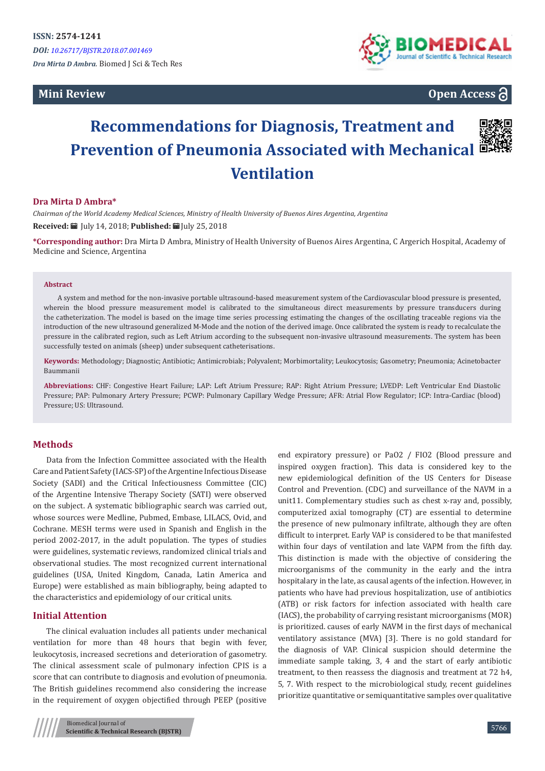**ISSN: 2574-1241**

***DOI:** 10.26717/BJSTR.2018.07.001469*

*Dra Mirta D Ambra.* Biomed J Sci & Tech Res

**Mini Review** **Open Access**

# Recommendations for Diagnosis, Treatment and Prevention of Pneumonia Associated with Mechanical Ventilation

**Dra Mirta D Ambra***

*Chairman of the World Academy Medical Sciences, Ministry of Health University of Buenos Aires Argentina, Argentina*

**Received:** July 14, 2018; **Published:** July 25, 2018

***Corresponding author:** Dra Mirta D Ambra, Ministry of Health University of Buenos Aires Argentina, C Argerich Hospital, Academy of Medicine and Science, Argentina

**Abstract**

A system and method for the non-invasive portable ultrasound-based measurement system of the Cardiovascular blood pressure is presented, wherein the blood pressure measurement model is calibrated to the simultaneous direct measurements by pressure transducers during the catheterization. The model is based on the image time series processing estimating the changes of the oscillating traceable regions via the introduction of the new ultrasound generalized M-Mode and the notion of the derived image. Once calibrated the system is ready to recalculate the pressure in the calibrated region, such as Left Atrium according to the subsequent non-invasive ultrasound measurements. The system has been successfully tested on animals (sheep) under subsequent catheterisations.

**Keywords:** Methodology; Diagnostic; Antibiotic; Antimicrobials; Polyvalent; Morbimortality; Leukocytosis; Gasometry; Pneumonia; Acinetobacter Baummanii

**Abbreviations:** CHF: Congestive Heart Failure; LAP: Left Atrium Pressure; RAP: Right Atrium Pressure; LVEDP: Left Ventricular End Diastolic Pressure; PAP: Pulmonary Artery Pressure; PCWP: Pulmonary Capillary Wedge Pressure; AFR: Atrial Flow Regulator; ICP: Intra-Cardiac (blood) Pressure; US: Ultrasound.

## Methods

Data from the Infection Committee associated with the Health Care and Patient Safety (IACS-SP) of the Argentine Infectious Disease Society (SADI) and the Critical Infectiousness Committee (CIC) of the Argentine Intensive Therapy Society (SATI) were observed on the subject. A systematic bibliographic search was carried out, whose sources were Medline, Pubmed, Embase, LILACS, Ovid, and Cochrane. MESH terms were used in Spanish and English in the period 2002-2017, in the adult population. The types of studies were guidelines, systematic reviews, randomized clinical trials and observational studies. The most recognized current international guidelines (USA, United Kingdom, Canada, Latin America and Europe) were established as main bibliography, being adapted to the characteristics and epidemiology of our critical units.

## Initial Attention

The clinical evaluation includes all patients under mechanical ventilation for more than 48 hours that begin with fever, leukocytosis, increased secretions and deterioration of gasometry. The clinical assessment scale of pulmonary infection CPIS is a score that can contribute to diagnosis and evolution of pneumonia. The British guidelines recommend also considering the increase in the requirement of oxygen objectified through PEEP (positive end expiratory pressure) or PaO2 / FIO2 (Blood pressure and inspired oxygen fraction). This data is considered key to the new epidemiological definition of the US Centers for Disease Control and Prevention. (CDC) and surveillance of the NAVM in a unit11. Complementary studies such as chest x-ray and, possibly, computerized axial tomography (CT) are essential to determine the presence of new pulmonary infiltrate, although they are often difficult to interpret. Early VAP is considered to be that manifested within four days of ventilation and late VAPM from the fifth day. This distinction is made with the objective of considering the microorganisms of the community in the early and the intra hospitalary in the late, as causal agents of the infection. However, in patients who have had previous hospitalization, use of antibiotics (ATB) or risk factors for infection associated with health care (IACS), the probability of carrying resistant microorganisms (MOR) is prioritized. causes of early NAVM in the first days of mechanical ventilatory assistance (MVA) [3]. There is no gold standard for the diagnosis of VAP. Clinical suspicion should determine the immediate sample taking, 3, 4 and the start of early antibiotic treatment, to then reassess the diagnosis and treatment at 72 h4, 5, 7. With respect to the microbiological study, recent guidelines prioritize quantitative or semiquantitative samples over qualitative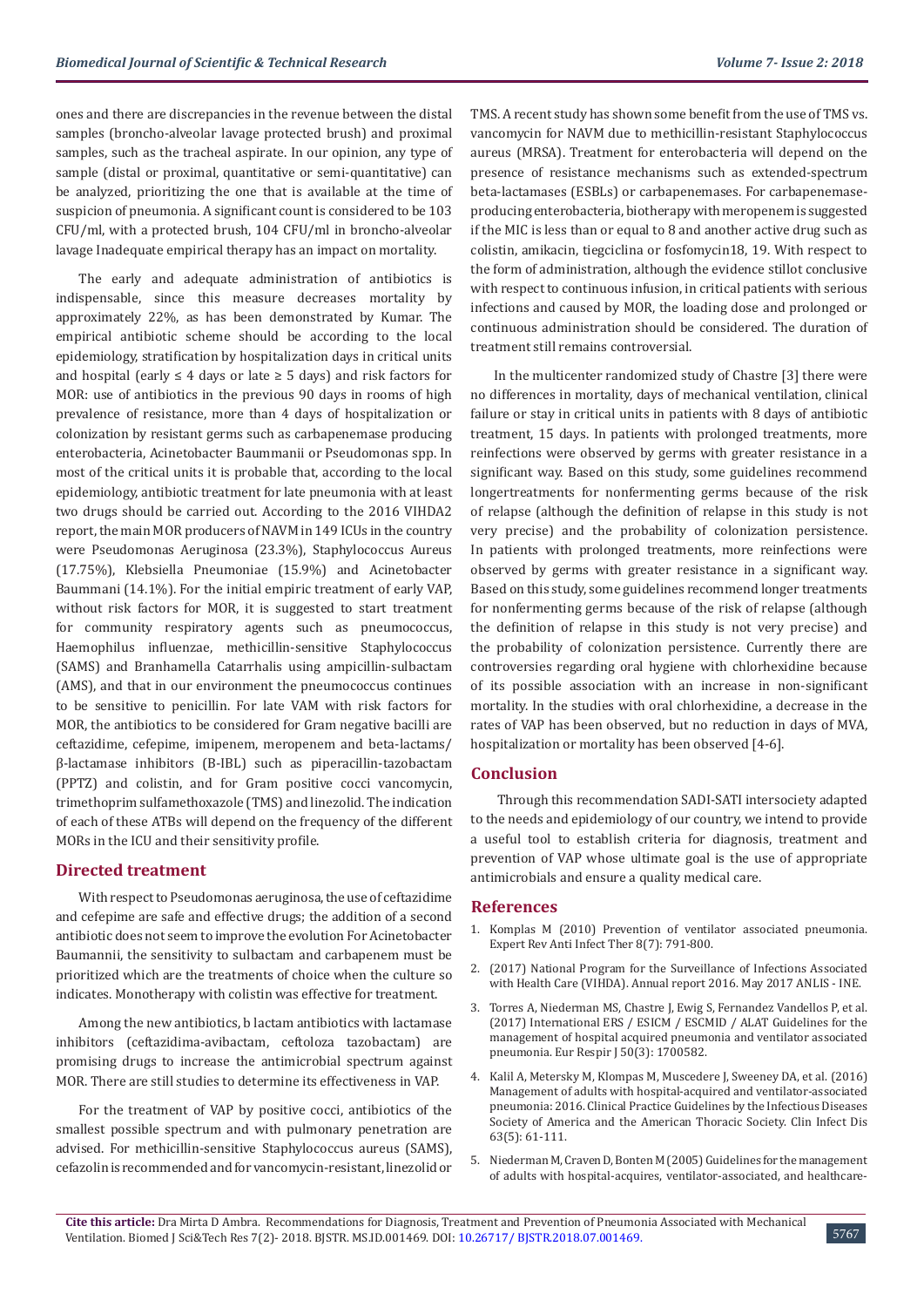ones and there are discrepancies in the revenue between the distal samples (broncho-alveolar lavage protected brush) and proximal samples, such as the tracheal aspirate. In our opinion, any type of sample (distal or proximal, quantitative or semi-quantitative) can be analyzed, prioritizing the one that is available at the time of suspicion of pneumonia. A significant count is considered to be 103 CFU/ml, with a protected brush, 104 CFU/ml in broncho-alveolar lavage Inadequate empirical therapy has an impact on mortality.

The early and adequate administration of antibiotics is indispensable, since this measure decreases mortality by approximately 22%, as has been demonstrated by Kumar. The empirical antibiotic scheme should be according to the local epidemiology, stratification by hospitalization days in critical units and hospital (early ≤ 4 days or late ≥ 5 days) and risk factors for MOR: use of antibiotics in the previous 90 days in rooms of high prevalence of resistance, more than 4 days of hospitalization or colonization by resistant germs such as carbapenemase producing enterobacteria, Acinetobacter Baummanii or Pseudomonas spp. In most of the critical units it is probable that, according to the local epidemiology, antibiotic treatment for late pneumonia with at least two drugs should be carried out. According to the 2016 VIHDA2 report, the main MOR producers of NAVM in 149 ICUs in the country were Pseudomonas Aeruginosa (23.3%), Staphylococcus Aureus (17.75%), Klebsiella Pneumoniae (15.9%) and Acinetobacter Baummani (14.1%). For the initial empiric treatment of early VAP, without risk factors for MOR, it is suggested to start treatment for community respiratory agents such as pneumococcus, Haemophilus influenzae, methicillin-sensitive Staphylococcus (SAMS) and Branhamella Catarrhalis using ampicillin-sulbactam (AMS), and that in our environment the pneumococcus continues to be sensitive to penicillin. For late VAM with risk factors for MOR, the antibiotics to be considered for Gram negative bacilli are ceftazidime, cefepime, imipenem, meropenem and beta-lactams/ β-lactamase inhibitors (B-IBL) such as piperacillin-tazobactam (PPTZ) and colistin, and for Gram positive cocci vancomycin, trimethoprim sulfamethoxazole (TMS) and linezolid. The indication of each of these ATBs will depend on the frequency of the different MORs in the ICU and their sensitivity profile.

## Directed treatment

With respect to Pseudomonas aeruginosa, the use of ceftazidime and cefepime are safe and effective drugs; the addition of a second antibiotic does not seem to improve the evolution For Acinetobacter Baumannii, the sensitivity to sulbactam and carbapenem must be prioritized which are the treatments of choice when the culture so indicates. Monotherapy with colistin was effective for treatment.

Among the new antibiotics, b lactam antibiotics with lactamase inhibitors (ceftazidima-avibactam, ceftoloza tazobactam) are promising drugs to increase the antimicrobial spectrum against MOR. There are still studies to determine its effectiveness in VAP.

For the treatment of VAP by positive cocci, antibiotics of the smallest possible spectrum and with pulmonary penetration are advised. For methicillin-sensitive Staphylococcus aureus (SAMS), cefazolin is recommended and for vancomycin-resistant, linezolid or TMS. A recent study has shown some benefit from the use of TMS vs. vancomycin for NAVM due to methicillin-resistant Staphylococcus aureus (MRSA). Treatment for enterobacteria will depend on the presence of resistance mechanisms such as extended-spectrum beta-lactamases (ESBLs) or carbapenemases. For carbapenemase-producing enterobacteria, biotherapy with meropenem is suggested if the MIC is less than or equal to 8 and another active drug such as colistin, amikacin, tiegciclina or fosfomycin18, 19. With respect to the form of administration, although the evidence stillot conclusive with respect to continuous infusion, in critical patients with serious infections and caused by MOR, the loading dose and prolonged or continuous administration should be considered. The duration of treatment still remains controversial.

In the multicenter randomized study of Chastre [3] there were no differences in mortality, days of mechanical ventilation, clinical failure or stay in critical units in patients with 8 days of antibiotic treatment, 15 days. In patients with prolonged treatments, more reinfections were observed by germs with greater resistance in a significant way. Based on this study, some guidelines recommend longertreatments for nonfermenting germs because of the risk of relapse (although the definition of relapse in this study is not very precise) and the probability of colonization persistence. In patients with prolonged treatments, more reinfections were observed by germs with greater resistance in a significant way. Based on this study, some guidelines recommend longer treatments for nonfermenting germs because of the risk of relapse (although the definition of relapse in this study is not very precise) and the probability of colonization persistence. Currently there are controversies regarding oral hygiene with chlorhexidine because of its possible association with an increase in non-significant mortality. In the studies with oral chlorhexidine, a decrease in the rates of VAP has been observed, but no reduction in days of MVA, hospitalization or mortality has been observed [4-6].

## Conclusion

Through this recommendation SADI-SATI intersociety adapted to the needs and epidemiology of our country, we intend to provide a useful tool to establish criteria for diagnosis, treatment and prevention of VAP whose ultimate goal is the use of appropriate antimicrobials and ensure a quality medical care.

## References

1. Komplas M (2010) Prevention of ventilator associated pneumonia. Expert Rev Anti Infect Ther 8(7): 791-800.
2. (2017) National Program for the Surveillance of Infections Associated with Health Care (VIHDA). Annual report 2016. May 2017 ANLIS - INE.
3. Torres A, Niederman MS, Chastre J, Ewig S, Fernandez Vandellos P, et al. (2017) International ERS / ESICM / ESCMID / ALAT Guidelines for the management of hospital acquired pneumonia and ventilator associated pneumonia. Eur Respir J 50(3): 1700582.
4. Kalil A, Metersky M, Klompas M, Muscedere J, Sweeney DA, et al. (2016) Management of adults with hospital-acquired and ventilator-associated pneumonia: 2016. Clinical Practice Guidelines by the Infectious Diseases Society of America and the American Thoracic Society. Clin Infect Dis 63(5): 61-111.
5. Niederman M, Craven D, Bonten M (2005) Guidelines for the management of adults with hospital-acquires, ventilator-associated, and healthcare-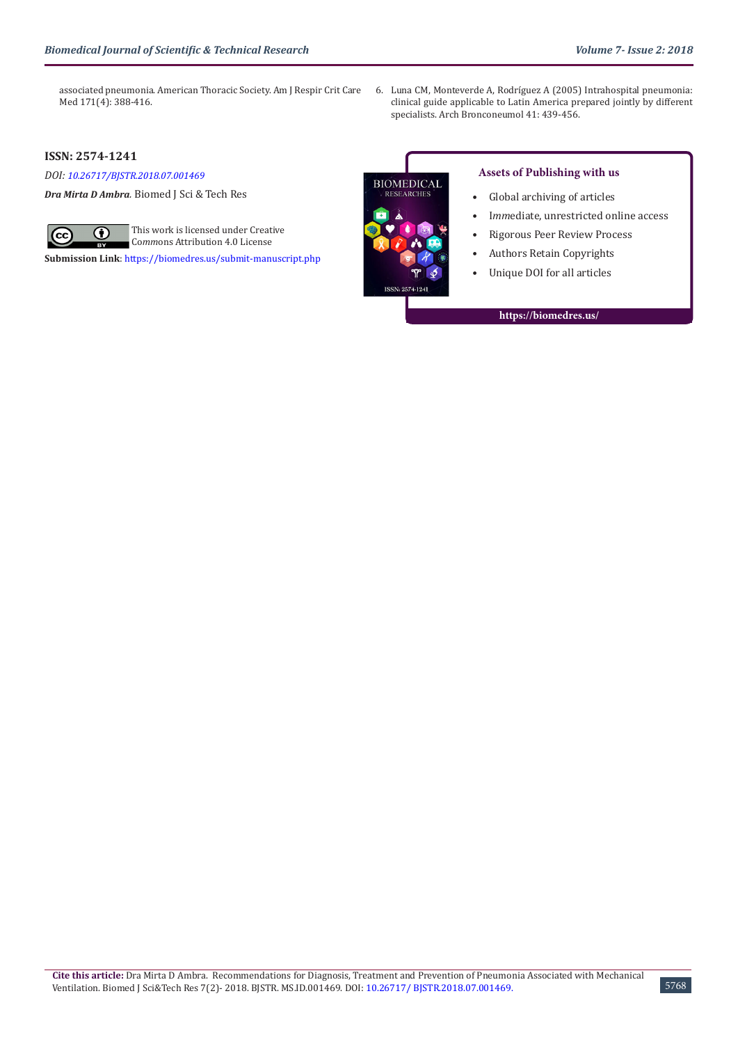associated pneumonia. American Thoracic Society. Am J Respir Crit Care Med 171(4): 388-416.

6. Luna CM, Monteverde A, Rodríguez A (2005) Intrahospital pneumonia: clinical guide applicable to Latin America prepared jointly by different specialists. Arch Bronconeumol 41: 439-456.

**ISSN: 2574-1241**

*DOI: 10.26717/BJSTR.2018.07.001469*

***Dra Mirta D Ambra.*** Biomed J Sci & Tech Res

This work is licensed under Creative Commons Attribution 4.0 License

**Submission Link**: https://biomedres.us/submit-manuscript.php

### Assets of Publishing with us

- Global archiving of articles
- Immediate, unrestricted online access
- Rigorous Peer Review Process
- Authors Retain Copyrights
- Unique DOI for all articles

**https://biomedres.us/**

**Cite this article:** Dra Mirta D Ambra. Recommendations for Diagnosis, Treatment and Prevention of Pneumonia Associated with Mechanical Ventilation. Biomed J Sci&Tech Res 7(2)- 2018. BJSTR. MS.ID.001469. DOI: 10.26717/ BJSTR.2018.07.001469.